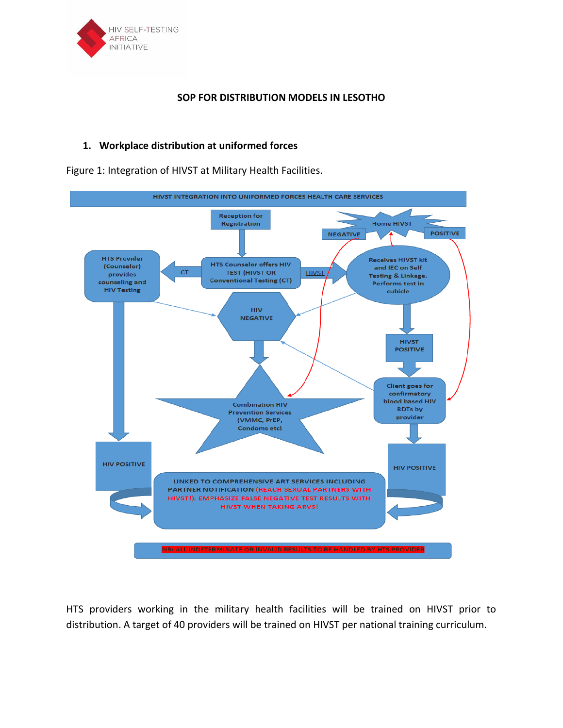## SOP FOR DISTRIBUTION MODELS IN LESOTHO

### 1. Workplace distribution at uniformed forces

Figure 1: Integration of HIVST at Military Health Facilities.

**HIVST INTEGRATION INTO UNIFORMED FORCES HEALTH CARE SERVICES**

- Reception for Registration
- HTS Counselor offers HIV TEST (HIVST OR Conventional Testing (CT))
- CT → HTS Provider (Counselor) provides counseling and HIV Testing
- HIVST → Receives HIVST kit and IEC on Self Testing & Linkage. Performs test in cubicle
- Home HIVST
- NEGATIVE
- POSITIVE
- HIV NEGATIVE
- HIVST POSITIVE
- Client goes for confirmatory blood based HIV RDTs by provider
- Combination HIV Prevention Services (VMMC, PrEP, Condoms etc)
- HIV POSITIVE
- HIV POSITIVE
- LINKED TO COMPREHENSIVE ART SERVICES INCLUDING PARTNER NOTIFICATION (REACH SEXUAL PARTNERS WITH HIVST!). EMPHASIZE FALSE NEGATIVE TEST RESULTS WITH HIVST WHEN TAKING ARVS!
- NB: ALL INDETERMINATE OR INVALID RESULTS TO BE HANDLED BY HTS PROVIDER

HTS providers working in the military health facilities will be trained on HIVST prior to distribution. A target of 40 providers will be trained on HIVST per national training curriculum.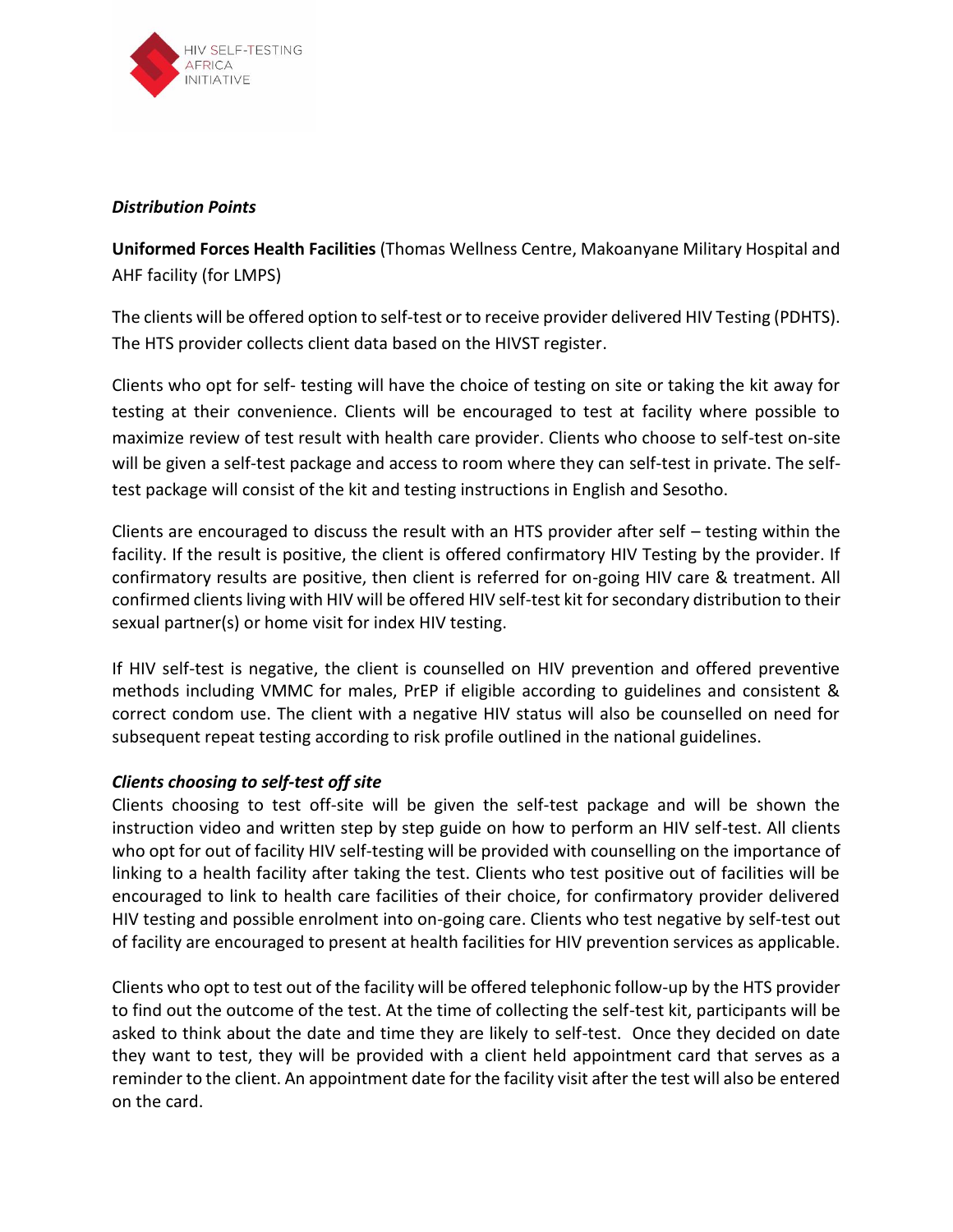*Distribution Points*

**Uniformed Forces Health Facilities** (Thomas Wellness Centre, Makoanyane Military Hospital and AHF facility (for LMPS)

The clients will be offered option to self-test or to receive provider delivered HIV Testing (PDHTS). The HTS provider collects client data based on the HIVST register.

Clients who opt for self- testing will have the choice of testing on site or taking the kit away for testing at their convenience. Clients will be encouraged to test at facility where possible to maximize review of test result with health care provider. Clients who choose to self-test on-site will be given a self-test package and access to room where they can self-test in private. The self-test package will consist of the kit and testing instructions in English and Sesotho.

Clients are encouraged to discuss the result with an HTS provider after self – testing within the facility. If the result is positive, the client is offered confirmatory HIV Testing by the provider. If confirmatory results are positive, then client is referred for on-going HIV care & treatment. All confirmed clients living with HIV will be offered HIV self-test kit for secondary distribution to their sexual partner(s) or home visit for index HIV testing.

If HIV self-test is negative, the client is counselled on HIV prevention and offered preventive methods including VMMC for males, PrEP if eligible according to guidelines and consistent & correct condom use. The client with a negative HIV status will also be counselled on need for subsequent repeat testing according to risk profile outlined in the national guidelines.

***Clients choosing to self-test off site***

Clients choosing to test off-site will be given the self-test package and will be shown the instruction video and written step by step guide on how to perform an HIV self-test. All clients who opt for out of facility HIV self-testing will be provided with counselling on the importance of linking to a health facility after taking the test. Clients who test positive out of facilities will be encouraged to link to health care facilities of their choice, for confirmatory provider delivered HIV testing and possible enrolment into on-going care. Clients who test negative by self-test out of facility are encouraged to present at health facilities for HIV prevention services as applicable.

Clients who opt to test out of the facility will be offered telephonic follow-up by the HTS provider to find out the outcome of the test. At the time of collecting the self-test kit, participants will be asked to think about the date and time they are likely to self-test. Once they decided on date they want to test, they will be provided with a client held appointment card that serves as a reminder to the client. An appointment date for the facility visit after the test will also be entered on the card.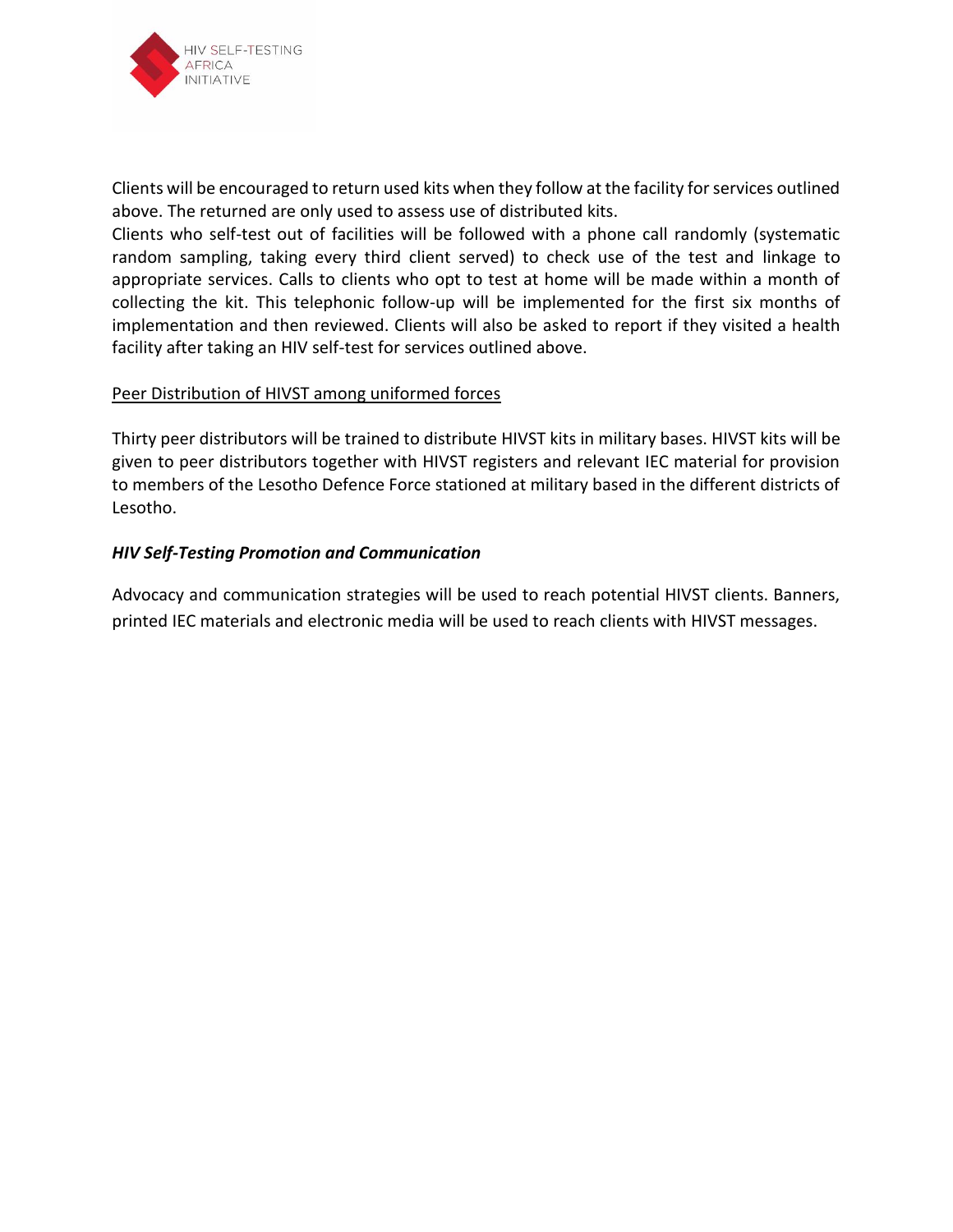Clients will be encouraged to return used kits when they follow at the facility for services outlined above. The returned are only used to assess use of distributed kits.
Clients who self-test out of facilities will be followed with a phone call randomly (systematic random sampling, taking every third client served) to check use of the test and linkage to appropriate services. Calls to clients who opt to test at home will be made within a month of collecting the kit. This telephonic follow-up will be implemented for the first six months of implementation and then reviewed. Clients will also be asked to report if they visited a health facility after taking an HIV self-test for services outlined above.

<u>Peer Distribution of HIVST among uniformed forces</u>

Thirty peer distributors will be trained to distribute HIVST kits in military bases. HIVST kits will be given to peer distributors together with HIVST registers and relevant IEC material for provision to members of the Lesotho Defence Force stationed at military based in the different districts of Lesotho.

***HIV Self-Testing Promotion and Communication***

Advocacy and communication strategies will be used to reach potential HIVST clients. Banners, printed IEC materials and electronic media will be used to reach clients with HIVST messages.